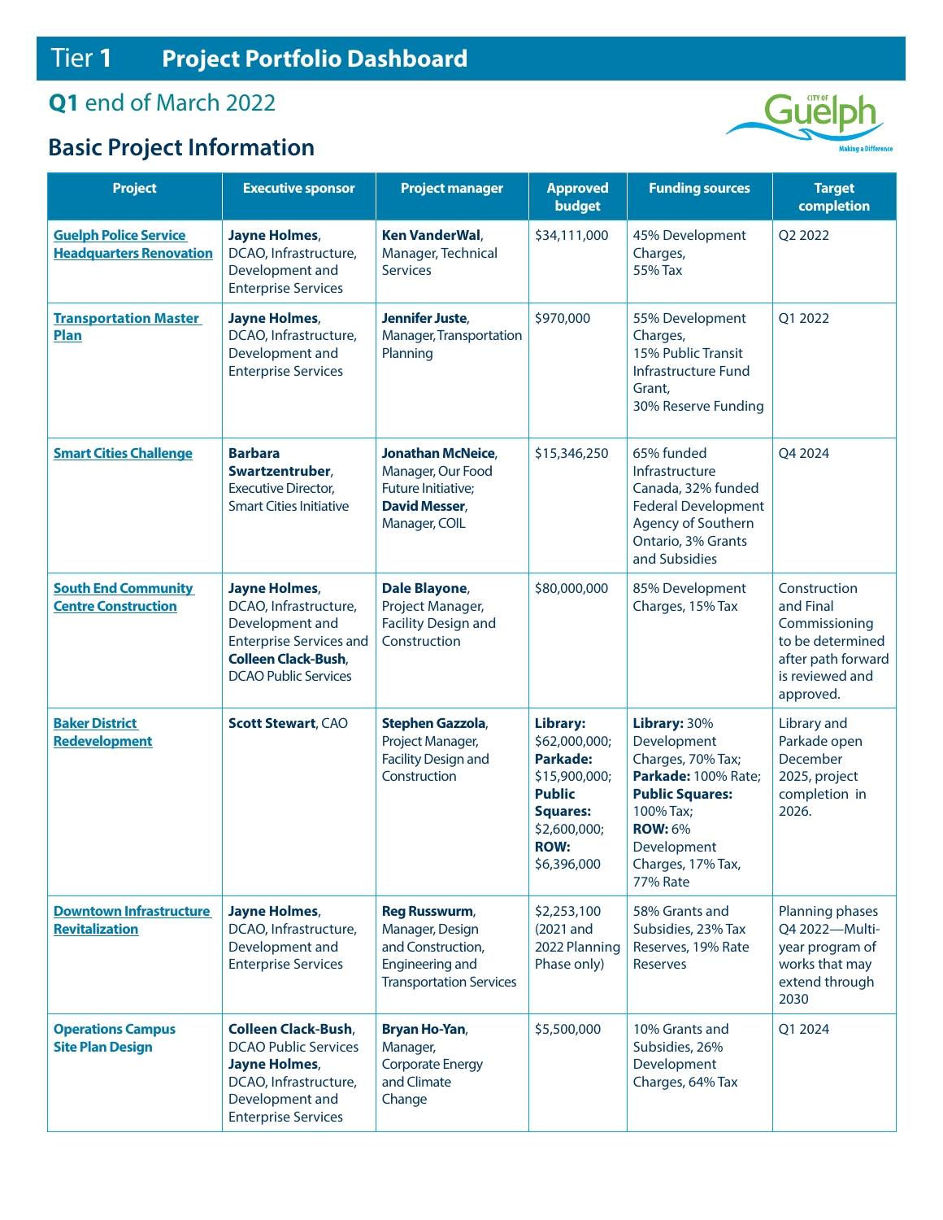# Tier 1 Project Portfolio Dashboard

## Q1 end of March 2022

## Basic Project Information

| Project | Executive sponsor | Project manager | Approved budget | Funding sources | Target completion |
|---|---|---|---|---|---|
| Guelph Police Service Headquarters Renovation | **Jayne Holmes**, DCAO, Infrastructure, Development and Enterprise Services | **Ken VanderWal**, Manager, Technical Services | $34,111,000 | 45% Development Charges, 55% Tax | Q2 2022 |
| Transportation Master Plan | **Jayne Holmes**, DCAO, Infrastructure, Development and Enterprise Services | **Jennifer Juste**, Manager, Transportation Planning | $970,000 | 55% Development Charges, 15% Public Transit Infrastructure Fund Grant, 30% Reserve Funding | Q1 2022 |
| Smart Cities Challenge | **Barbara Swartzentruber**, Executive Director, Smart Cities Initiative | **Jonathan McNeice**, Manager, Our Food Future Initiative; **David Messer**, Manager, COIL | $15,346,250 | 65% funded Infrastructure Canada, 32% funded Federal Development Agency of Southern Ontario, 3% Grants and Subsidies | Q4 2024 |
| South End Community Centre Construction | **Jayne Holmes**, DCAO, Infrastructure, Development and Enterprise Services and **Colleen Clack-Bush**, DCAO Public Services | **Dale Blayone**, Project Manager, Facility Design and Construction | $80,000,000 | 85% Development Charges, 15% Tax | Construction and Final Commissioning to be determined after path forward is reviewed and approved. |
| Baker District Redevelopment | **Scott Stewart**, CAO | **Stephen Gazzola**, Project Manager, Facility Design and Construction | **Library:** $62,000,000; **Parkade:** $15,900,000; **Public Squares:** $2,600,000; **ROW:** $6,396,000 | **Library:** 30% Development Charges, 70% Tax; **Parkade:** 100% Rate; **Public Squares:** 100% Tax; **ROW:** 6% Development Charges, 17% Tax, 77% Rate | Library and Parkade open December 2025, project completion in 2026. |
| Downtown Infrastructure Revitalization | **Jayne Holmes**, DCAO, Infrastructure, Development and Enterprise Services | **Reg Russwurm**, Manager, Design and Construction, Engineering and Transportation Services | $2,253,100 (2021 and 2022 Planning Phase only) | 58% Grants and Subsidies, 23% Tax Reserves, 19% Rate Reserves | Planning phases Q4 2022—Multi-year program of works that may extend through 2030 |
| Operations Campus Site Plan Design | **Colleen Clack-Bush**, DCAO Public Services **Jayne Holmes**, DCAO, Infrastructure, Development and Enterprise Services | **Bryan Ho-Yan**, Manager, Corporate Energy and Climate Change | $5,500,000 | 10% Grants and Subsidies, 26% Development Charges, 64% Tax | Q1 2024 |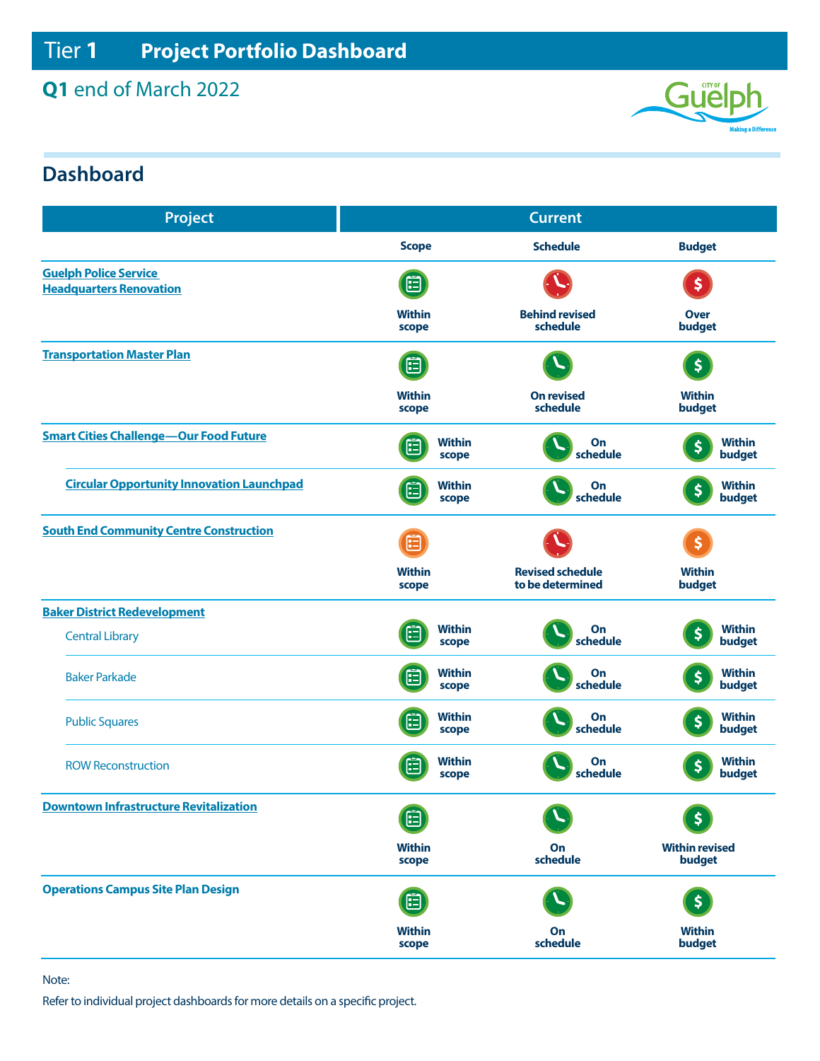# Tier 1 Project Portfolio Dashboard

## Q1 end of March 2022

## Dashboard

| Project | Current | | |
|---|---|---|---|
| | Scope | Schedule | Budget |
| Guelph Police Service Headquarters Renovation | Within scope | Behind revised schedule | Over budget |
| Transportation Master Plan | Within scope | On revised schedule | Within budget |
| Smart Cities Challenge—Our Food Future | Within scope | On schedule | Within budget |
| Circular Opportunity Innovation Launchpad | Within scope | On schedule | Within budget |
| South End Community Centre Construction | Within scope | Revised schedule to be determined | Within budget |
| Baker District Redevelopment | | | |
| Central Library | Within scope | On schedule | Within budget |
| Baker Parkade | Within scope | On schedule | Within budget |
| Public Squares | Within scope | On schedule | Within budget |
| ROW Reconstruction | Within scope | On schedule | Within budget |
| Downtown Infrastructure Revitalization | Within scope | On schedule | Within revised budget |
| Operations Campus Site Plan Design | Within scope | On schedule | Within budget |

Note:

Refer to individual project dashboards for more details on a specific project.